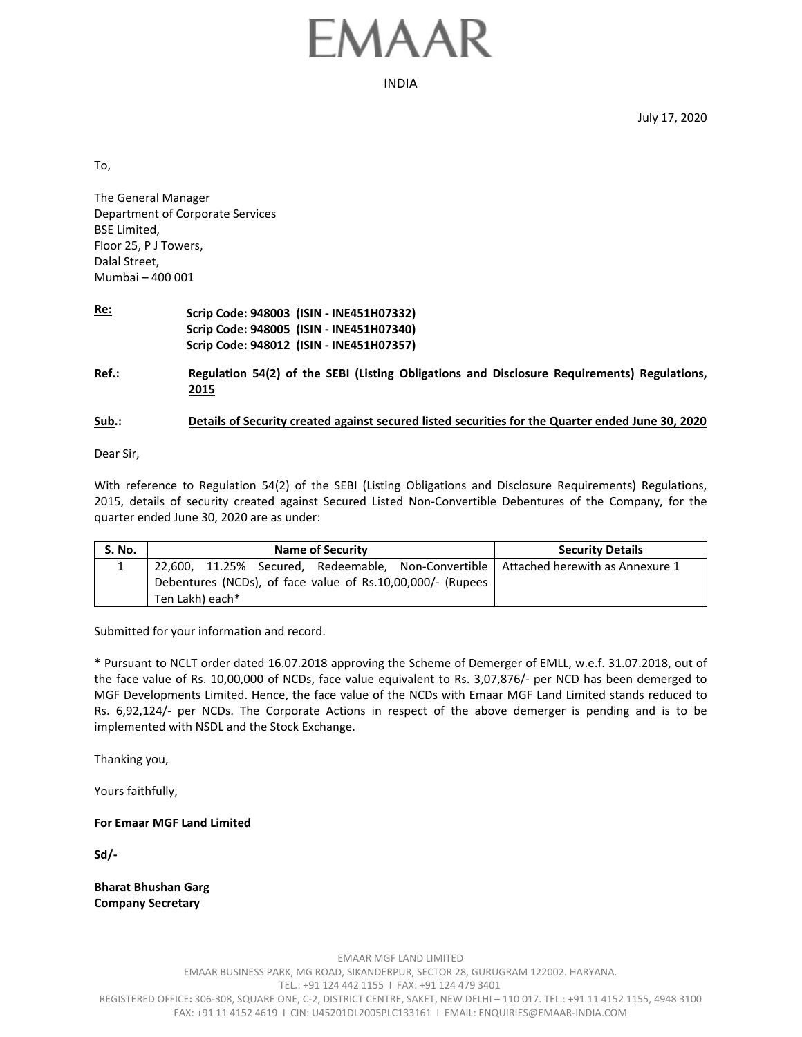# EMAAR

INDIA

July 17, 2020

To,

The General Manager
Department of Corporate Services
BSE Limited,
Floor 25, P J Towers,
Dalal Street,
Mumbai – 400 001

**Re:** **Scrip Code: 948003 (ISIN - INE451H07332)**
**Scrip Code: 948005 (ISIN - INE451H07340)**
**Scrip Code: 948012 (ISIN - INE451H07357)**

**Ref.:** **Regulation 54(2) of the SEBI (Listing Obligations and Disclosure Requirements) Regulations, 2015**

**Sub.:** **Details of Security created against secured listed securities for the Quarter ended June 30, 2020**

Dear Sir,

With reference to Regulation 54(2) of the SEBI (Listing Obligations and Disclosure Requirements) Regulations, 2015, details of security created against Secured Listed Non-Convertible Debentures of the Company, for the quarter ended June 30, 2020 are as under:

| S. No. | Name of Security | Security Details |
|---|---|---|
| 1 | 22,600, 11.25% Secured, Redeemable, Non-Convertible Debentures (NCDs), of face value of Rs.10,00,000/- (Rupees Ten Lakh) each* | Attached herewith as Annexure 1 |

Submitted for your information and record.

**\*** Pursuant to NCLT order dated 16.07.2018 approving the Scheme of Demerger of EMLL, w.e.f. 31.07.2018, out of the face value of Rs. 10,00,000 of NCDs, face value equivalent to Rs. 3,07,876/- per NCD has been demerged to MGF Developments Limited. Hence, the face value of the NCDs with Emaar MGF Land Limited stands reduced to Rs. 6,92,124/- per NCDs. The Corporate Actions in respect of the above demerger is pending and is to be implemented with NSDL and the Stock Exchange.

Thanking you,

Yours faithfully,

**For Emaar MGF Land Limited**

**Sd/-**

**Bharat Bhushan Garg**
**Company Secretary**

EMAAR MGF LAND LIMITED
EMAAR BUSINESS PARK, MG ROAD, SIKANDERPUR, SECTOR 28, GURUGRAM 122002. HARYANA.
TEL.: +91 124 442 1155 I FAX: +91 124 479 3401
REGISTERED OFFICE: 306-308, SQUARE ONE, C-2, DISTRICT CENTRE, SAKET, NEW DELHI – 110 017. TEL.: +91 11 4152 1155, 4948 3100
FAX: +91 11 4152 4619 I CIN: U45201DL2005PLC133161 I EMAIL: ENQUIRIES@EMAAR-INDIA.COM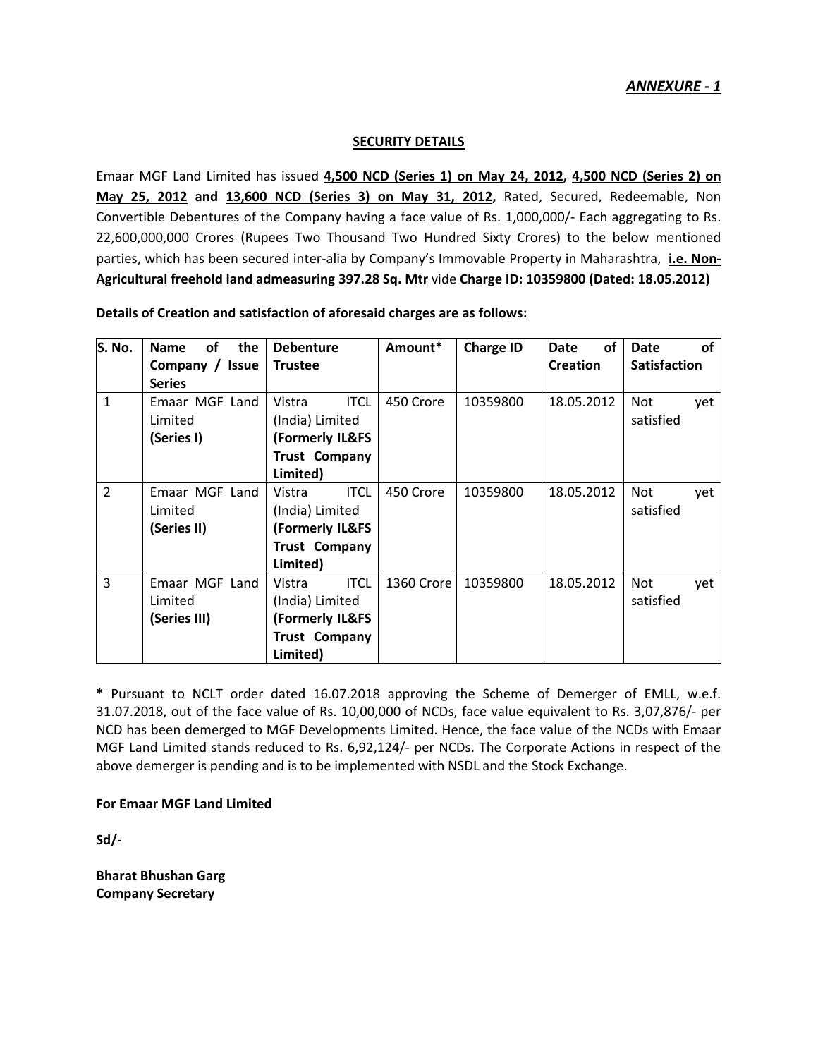*<u>ANNEXURE - 1</u>*

**<u>SECURITY DETAILS</u>**

Emaar MGF Land Limited has issued **<u>4,500 NCD (Series 1) on May 24, 2012</u>, <u>4,500 NCD (Series 2) on May 25, 2012</u> and <u>13,600 NCD (Series 3) on May 31, 2012</u>,** Rated, Secured, Redeemable, Non Convertible Debentures of the Company having a face value of Rs. 1,000,000/- Each aggregating to Rs. 22,600,000,000 Crores (Rupees Two Thousand Two Hundred Sixty Crores) to the below mentioned parties, which has been secured inter-alia by Company's Immovable Property in Maharashtra, **<u>i.e. Non-Agricultural freehold land admeasuring 397.28 Sq. Mtr</u>** vide **<u>Charge ID: 10359800 (Dated: 18.05.2012)</u>**

**<u>Details of Creation and satisfaction of aforesaid charges are as follows:</u>**

| S. No. | Name of the Company / Issue Series | Debenture Trustee | Amount* | Charge ID | Date of Creation | Date of Satisfaction |
|---|---|---|---|---|---|---|
| 1 | Emaar MGF Land Limited **(Series I)** | Vistra ITCL (India) Limited **(Formerly IL&FS Trust Company Limited)** | 450 Crore | 10359800 | 18.05.2012 | Not yet satisfied |
| 2 | Emaar MGF Land Limited **(Series II)** | Vistra ITCL (India) Limited **(Formerly IL&FS Trust Company Limited)** | 450 Crore | 10359800 | 18.05.2012 | Not yet satisfied |
| 3 | Emaar MGF Land Limited **(Series III)** | Vistra ITCL (India) Limited **(Formerly IL&FS Trust Company Limited)** | 1360 Crore | 10359800 | 18.05.2012 | Not yet satisfied |

**\*** Pursuant to NCLT order dated 16.07.2018 approving the Scheme of Demerger of EMLL, w.e.f. 31.07.2018, out of the face value of Rs. 10,00,000 of NCDs, face value equivalent to Rs. 3,07,876/- per NCD has been demerged to MGF Developments Limited. Hence, the face value of the NCDs with Emaar MGF Land Limited stands reduced to Rs. 6,92,124/- per NCDs. The Corporate Actions in respect of the above demerger is pending and is to be implemented with NSDL and the Stock Exchange.

**For Emaar MGF Land Limited**

**Sd/-**

**Bharat Bhushan Garg**
**Company Secretary**